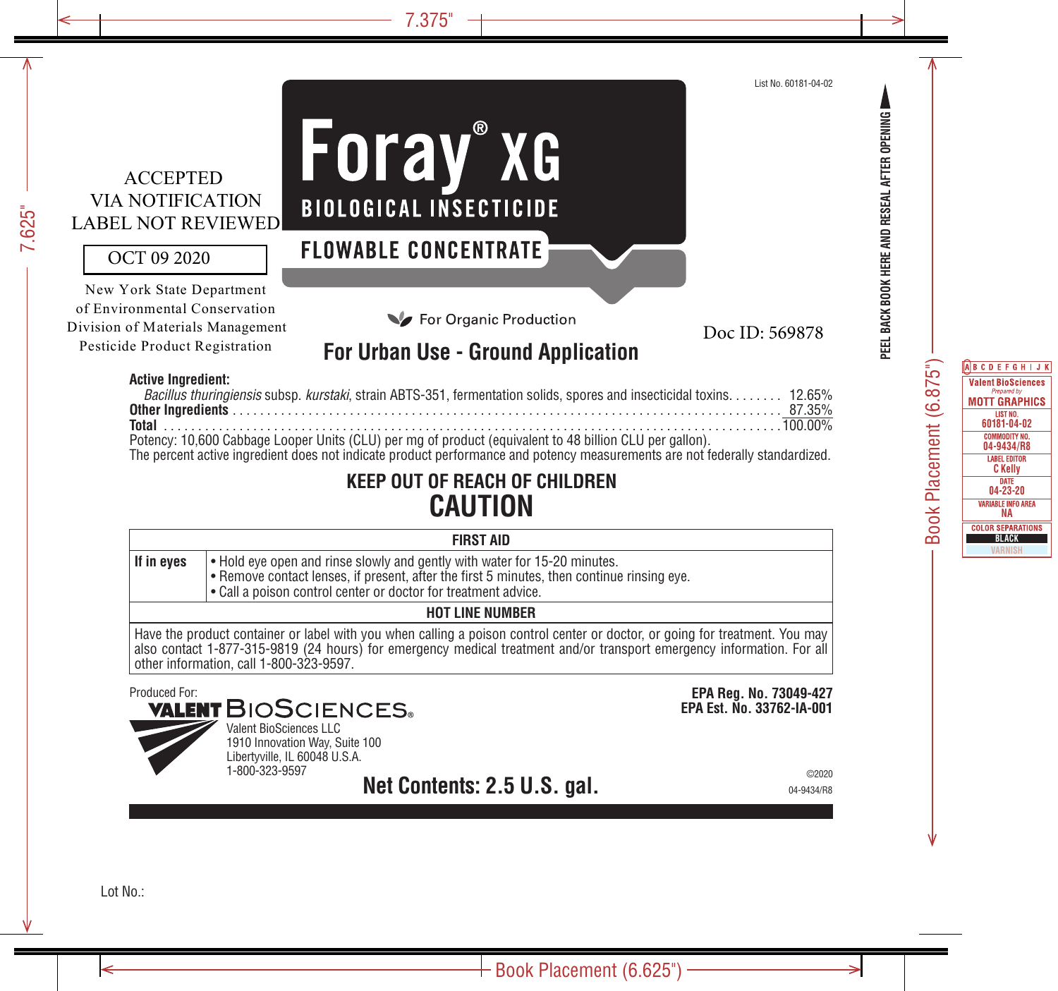List No. 60181-04-02

ACCEPTED
VIA NOTIFICATION
LABEL NOT REVIEWED

OCT 09 2020

New York State Department
of Environmental Conservation
Division of Materials Management
Pesticide Product Registration

# Foray® XG

## BIOLOGICAL INSECTICIDE

## FLOWABLE CONCENTRATE

For Organic Production

Doc ID: 569878

## For Urban Use - Ground Application

PEEL BACK BOOK HERE AND RESEAL AFTER OPENING

**Active Ingredient:**

| | |
|---|---|
| *Bacillus thuringiensis* subsp. *kurstaki*, strain ABTS-351, fermentation solids, spores and insecticidal toxins | 12.65% |
| **Other Ingredients** | 87.35% |
| **Total** | 100.00% |

Potency: 10,600 Cabbage Looper Units (CLU) per mg of product (equivalent to 48 billion CLU per gallon).
The percent active ingredient does not indicate product performance and potency measurements are not federally standardized.

## KEEP OUT OF REACH OF CHILDREN
# CAUTION

| FIRST AID | |
|---|---|
| **If in eyes** | • Hold eye open and rinse slowly and gently with water for 15-20 minutes.<br>• Remove contact lenses, if present, after the first 5 minutes, then continue rinsing eye.<br>• Call a poison control center or doctor for treatment advice. |
| **HOT LINE NUMBER** | |
| Have the product container or label with you when calling a poison control center or doctor, or going for treatment. You may also contact 1-877-315-9819 (24 hours) for emergency medical treatment and/or transport emergency information. For all other information, call 1-800-323-9597. | |

Produced For:
VALENT BIOSCIENCES®
Valent BioSciences LLC
1910 Innovation Way, Suite 100
Libertyville, IL 60048 U.S.A.
1-800-323-9597

**EPA Reg. No. 73049-427**
**EPA Est. No. 33762-IA-001**

**Net Contents: 2.5 U.S. gal.**

©2020
04-9434/R8

Lot No.: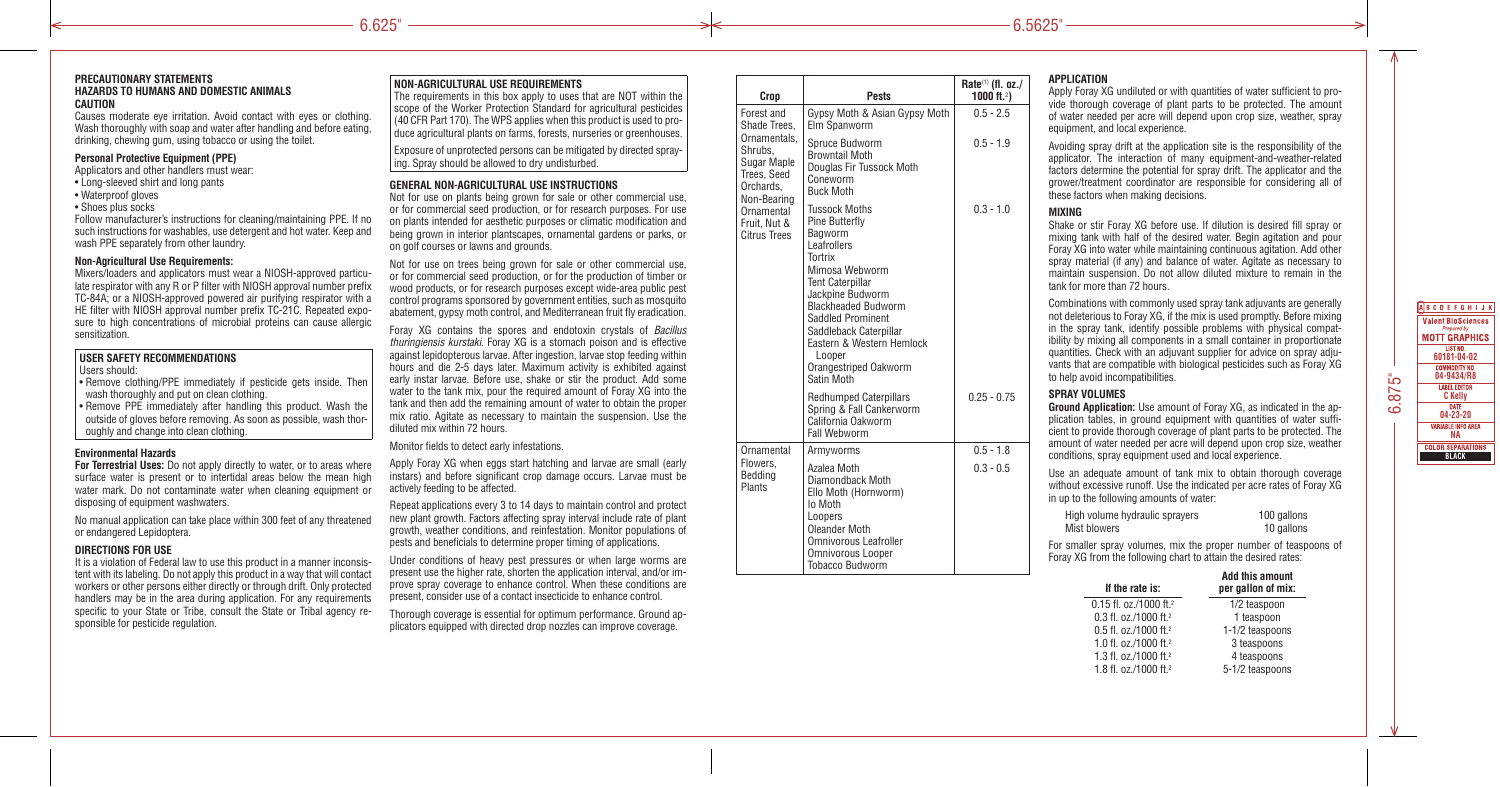### PRECAUTIONARY STATEMENTS
### HAZARDS TO HUMANS AND DOMESTIC ANIMALS
### CAUTION

Causes moderate eye irritation. Avoid contact with eyes or clothing. Wash thoroughly with soap and water after handling and before eating, drinking, chewing gum, using tobacco or using the toilet.

#### Personal Protective Equipment (PPE)

Applicators and other handlers must wear:

- Long-sleeved shirt and long pants
- Waterproof gloves
- Shoes plus socks

Follow manufacturer's instructions for cleaning/maintaining PPE. If no such instructions for washables, use detergent and hot water. Keep and wash PPE separately from other laundry.

#### Non-Agricultural Use Requirements:

Mixers/loaders and applicators must wear a NIOSH-approved particulate respirator with any R or P filter with NIOSH approval number prefix TC-84A; or a NIOSH-approved powered air purifying respirator with a HE filter with NIOSH approval number prefix TC-21C. Repeated exposure to high concentrations of microbial proteins can cause allergic sensitization.

#### USER SAFETY RECOMMENDATIONS

Users should:

- Remove clothing/PPE immediately if pesticide gets inside. Then wash thoroughly and put on clean clothing.
- Remove PPE immediately after handling this product. Wash the outside of gloves before removing. As soon as possible, wash thoroughly and change into clean clothing.

#### Environmental Hazards

**For Terrestrial Uses:** Do not apply directly to water, or to areas where surface water is present or to intertidal areas below the mean high water mark. Do not contaminate water when cleaning equipment or disposing of equipment washwaters.

No manual application can take place within 300 feet of any threatened or endangered Lepidoptera.

### DIRECTIONS FOR USE

It is a violation of Federal law to use this product in a manner inconsistent with its labeling. Do not apply this product in a way that will contact workers or other persons either directly or through drift. Only protected handlers may be in the area during application. For any requirements specific to your State or Tribe, consult the State or Tribal agency responsible for pesticide regulation.

#### NON-AGRICULTURAL USE REQUIREMENTS

The requirements in this box apply to uses that are NOT within the scope of the Worker Protection Standard for agricultural pesticides (40 CFR Part 170). The WPS applies when this product is used to produce agricultural plants on farms, forests, nurseries or greenhouses.

Exposure of unprotected persons can be mitigated by directed spraying. Spray should be allowed to dry undisturbed.

### GENERAL NON-AGRICULTURAL USE INSTRUCTIONS

Not for use on plants being grown for sale or other commercial use, or for commercial seed production, or for research purposes. For use on plants intended for aesthetic purposes or climatic modification and being grown in interior plantscapes, ornamental gardens or parks, or on golf courses or lawns and grounds.

Not for use on trees being grown for sale or other commercial use, or for commercial seed production, or for the production of timber or wood products, or for research purposes except wide-area public pest control programs sponsored by government entities, such as mosquito abatement, gypsy moth control, and Mediterranean fruit fly eradication.

Foray XG contains the spores and endotoxin crystals of *Bacillus thuringiensis kurstaki*. Foray XG is a stomach poison and is effective against lepidopterous larvae. After ingestion, larvae stop feeding within hours and die 2-5 days later. Maximum activity is exhibited against early instar larvae. Before use, shake or stir the product. Add some water to the tank mix, pour the required amount of Foray XG into the tank and then add the remaining amount of water to obtain the proper mix ratio. Agitate as necessary to maintain the suspension. Use the diluted mix within 72 hours.

Monitor fields to detect early infestations.

Apply Foray XG when eggs start hatching and larvae are small (early instars) and before significant crop damage occurs. Larvae must be actively feeding to be affected.

Repeat applications every 3 to 14 days to maintain control and protect new plant growth. Factors affecting spray interval include rate of plant growth, weather conditions, and reinfestation. Monitor populations of pests and beneficials to determine proper timing of applications.

Under conditions of heavy pest pressures or when large worms are present use the higher rate, shorten the application interval, and/or improve spray coverage to enhance control. When these conditions are present, consider use of a contact insecticide to enhance control.

Thorough coverage is essential for optimum performance. Ground applicators equipped with directed drop nozzles can improve coverage.

| Crop | Pests | Rate[1] (fl. oz./ 1000 ft.$^2$) |
|---|---|---|
| Forest and Shade Trees, Ornamentals, Shrubs, Sugar Maple Trees, Seed Orchards, Non-Bearing Ornamental Fruit, Nut & Citrus Trees | Gypsy Moth & Asian Gypsy Moth<br>Elm Spanworm | 0.5 - 2.5 |
| | Spruce Budworm<br>Browntail Moth<br>Douglas Fir Tussock Moth<br>Coneworm<br>Buck Moth | 0.5 - 1.9 |
| | Tussock Moths<br>Pine Butterfly<br>Bagworm<br>Leafrollers<br>Tortrix<br>Mimosa Webworm<br>Tent Caterpillar<br>Jackpine Budworm<br>Blackheaded Budworm<br>Saddled Prominent<br>Saddleback Caterpillar<br>Eastern & Western Hemlock Looper<br>Orangestriped Oakworm<br>Satin Moth | 0.3 - 1.0 |
| | Redhumped Caterpillars<br>Spring & Fall Cankerworm<br>California Oakworm<br>Fall Webworm | 0.25 - 0.75 |
| Ornamental Flowers, Bedding Plants | Armyworms | 0.5 - 1.8 |
| | Azalea Moth<br>Diamondback Moth<br>Ello Moth (Hornworm)<br>Io Moth<br>Loopers<br>Oleander Moth<br>Omnivorous Leafroller<br>Omnivorous Looper<br>Tobacco Budworm | 0.3 - 0.5 |

### APPLICATION

Apply Foray XG undiluted or with quantities of water sufficient to provide thorough coverage of plant parts to be protected. The amount of water needed per acre will depend upon crop size, weather, spray equipment, and local experience.

Avoiding spray drift at the application site is the responsibility of the applicator. The interaction of many equipment-and-weather-related factors determine the potential for spray drift. The applicator and the grower/treatment coordinator are responsible for considering all of these factors when making decisions.

### MIXING

Shake or stir Foray XG before use. If dilution is desired fill spray or mixing tank with half of the desired water. Begin agitation and pour Foray XG into water while maintaining continuous agitation. Add other spray material (if any) and balance of water. Agitate as necessary to maintain suspension. Do not allow diluted mixture to remain in the tank for more than 72 hours.

Combinations with commonly used spray tank adjuvants are generally not deleterious to Foray XG, if the mix is used promptly. Before mixing in the spray tank, identify possible problems with physical compatibility by mixing all components in a small container in proportionate quantities. Check with an adjuvant supplier for advice on spray adjuvants that are compatible with biological pesticides such as Foray XG to help avoid incompatibilities.

### SPRAY VOLUMES

**Ground Application:** Use amount of Foray XG, as indicated in the application tables, in ground equipment with quantities of water sufficient to provide thorough coverage of plant parts to be protected. The amount of water needed per acre will depend upon crop size, weather conditions, spray equipment used and local experience.

Use an adequate amount of tank mix to obtain thorough coverage without excessive runoff. Use the indicated per acre rates of Foray XG in up to the following amounts of water:

| | |
|---|---|
| High volume hydraulic sprayers | 100 gallons |
| Mist blowers | 10 gallons |

For smaller spray volumes, mix the proper number of teaspoons of Foray XG from the following chart to attain the desired rates:

| If the rate is: | Add this amount per gallon of mix: |
|---|---|
| 0.15 fl. oz./1000 ft.$^2$ | 1/2 teaspoon |
| 0.3 fl. oz./1000 ft.$^2$ | 1 teaspoon |
| 0.5 fl. oz./1000 ft.$^2$ | 1-1/2 teaspoons |
| 1.0 fl. oz./1000 ft.$^2$ | 3 teaspoons |
| 1.3 fl. oz./1000 ft.$^2$ | 4 teaspoons |
| 1.8 fl. oz./1000 ft.$^2$ | 5-1/2 teaspoons |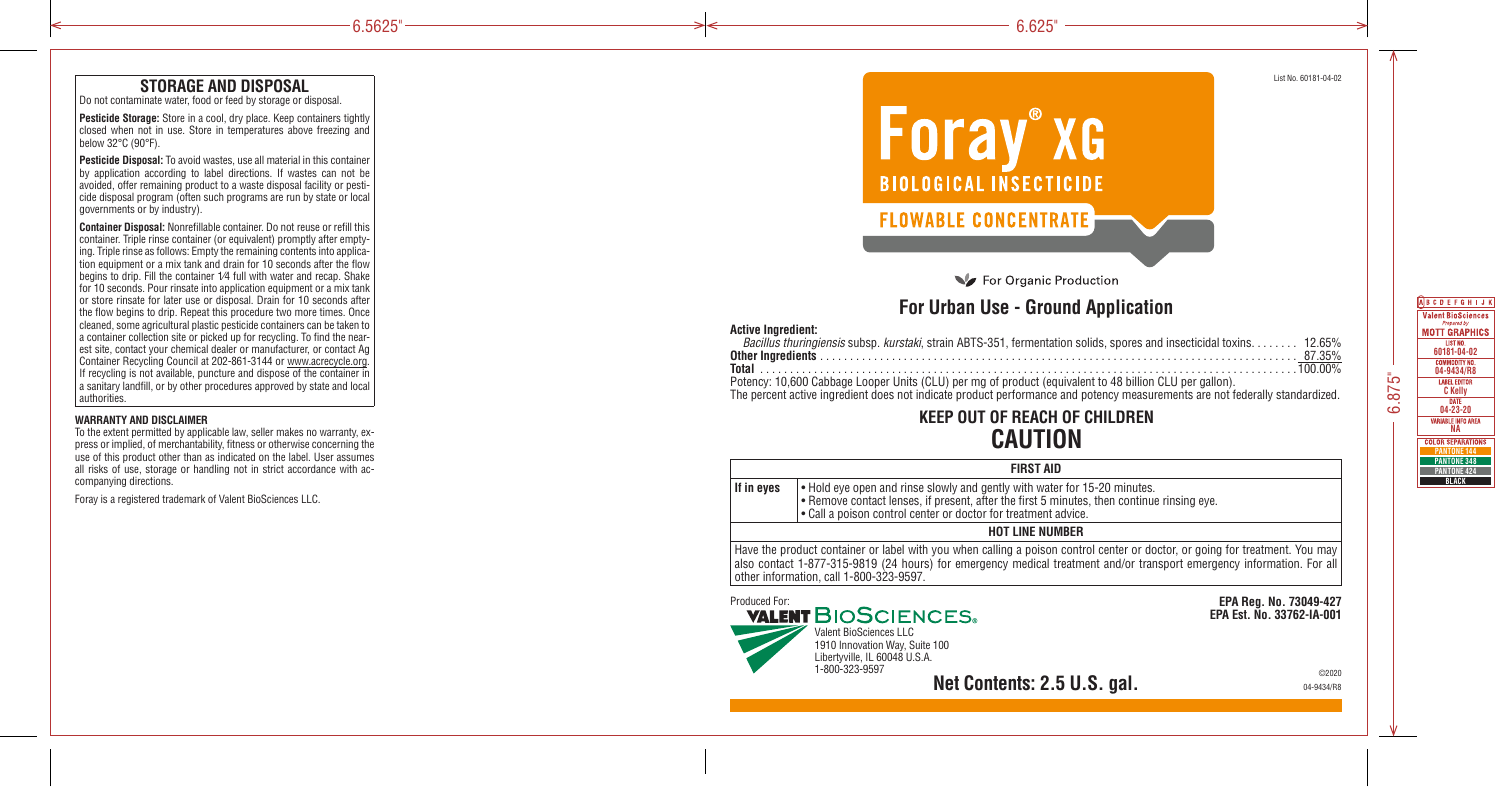## STORAGE AND DISPOSAL

Do not contaminate water, food or feed by storage or disposal.

**Pesticide Storage:** Store in a cool, dry place. Keep containers tightly closed when not in use. Store in temperatures above freezing and below 32°C (90°F).

**Pesticide Disposal:** To avoid wastes, use all material in this container by application according to label directions. If wastes can not be avoided, offer remaining product to a waste disposal facility or pesticide disposal program (often such programs are run by state or local governments or by industry).

**Container Disposal:** Nonrefillable container. Do not reuse or refill this container. Triple rinse container (or equivalent) promptly after emptying. Triple rinse as follows: Empty the remaining contents into application equipment or a mix tank and drain for 10 seconds after the flow begins to drip. Fill the container 1⁄4 full with water and recap. Shake for 10 seconds. Pour rinsate into application equipment or a mix tank or store rinsate for later use or disposal. Drain for 10 seconds after the flow begins to drip. Repeat this procedure two more times. Once cleaned, some agricultural plastic pesticide containers can be taken to a container collection site or picked up for recycling. To find the nearest site, contact your chemical dealer or manufacturer, or contact Ag Container Recycling Council at 202-861-3144 or www.acrecycle.org. If recycling is not available, puncture and dispose of the container in a sanitary landfill, or by other procedures approved by state and local authorities.

**WARRANTY AND DISCLAIMER**

To the extent permitted by applicable law, seller makes no warranty, express or implied, of merchantability, fitness or otherwise concerning the use of this product other than as indicated on the label. User assumes all risks of use, storage or handling not in strict accordance with accompanying directions.

Foray is a registered trademark of Valent BioSciences LLC.

List No. 60181-04-02

# Foray® XG

**BIOLOGICAL INSECTICIDE**

**FLOWABLE CONCENTRATE**

For Organic Production

## For Urban Use - Ground Application

**Active Ingredient:**

| | |
|---|---|
| *Bacillus thuringiensis* subsp. *kurstaki*, strain ABTS-351, fermentation solids, spores and insecticidal toxins | 12.65% |
| **Other Ingredients** | 87.35% |
| **Total** | 100.00% |

Potency: 10,600 Cabbage Looper Units (CLU) per mg of product (equivalent to 48 billion CLU per gallon).

The percent active ingredient does not indicate product performance and potency measurements are not federally standardized.

## KEEP OUT OF REACH OF CHILDREN

## CAUTION

| FIRST AID | |
|---|---|
| **If in eyes** | • Hold eye open and rinse slowly and gently with water for 15-20 minutes.<br>• Remove contact lenses, if present, after the first 5 minutes, then continue rinsing eye.<br>• Call a poison control center or doctor for treatment advice. |
| **HOT LINE NUMBER** | |
| Have the product container or label with you when calling a poison control center or doctor, or going for treatment. You may also contact 1-877-315-9819 (24 hours) for emergency medical treatment and/or transport emergency information. For all other information, call 1-800-323-9597. | |

Produced For:

VALENT BIOSCIENCES®

Valent BioSciences LLC
1910 Innovation Way, Suite 100
Libertyville, IL 60048 U.S.A.
1-800-323-9597

**EPA Reg. No. 73049-427**
**EPA Est. No. 33762-IA-001**

**Net Contents: 2.5 U.S. gal.**

©2020

04-9434/R8